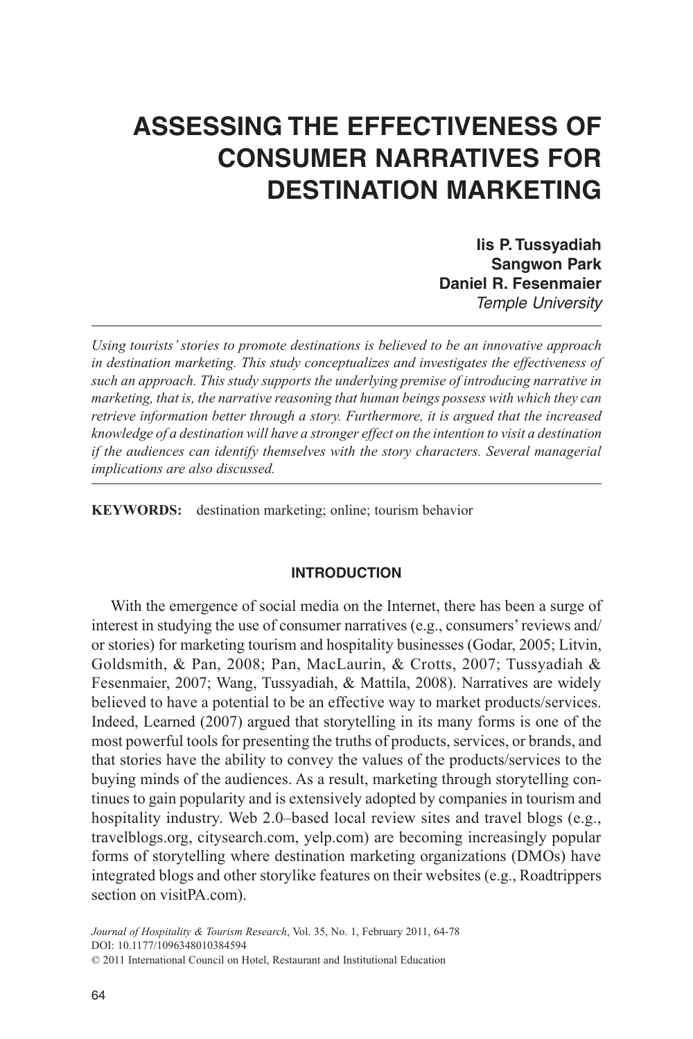# ASSESSING THE EFFECTIVENESS OF CONSUMER NARRATIVES FOR DESTINATION MARKETING

**Iis P. Tussyadiah**
**Sangwon Park**
**Daniel R. Fesenmaier**
*Temple University*

*Using tourists' stories to promote destinations is believed to be an innovative approach in destination marketing. This study conceptualizes and investigates the effectiveness of such an approach. This study supports the underlying premise of introducing narrative in marketing, that is, the narrative reasoning that human beings possess with which they can retrieve information better through a story. Furthermore, it is argued that the increased knowledge of a destination will have a stronger effect on the intention to visit a destination if the audiences can identify themselves with the story characters. Several managerial implications are also discussed.*

**KEYWORDS:** destination marketing; online; tourism behavior

## INTRODUCTION

With the emergence of social media on the Internet, there has been a surge of interest in studying the use of consumer narratives (e.g., consumers' reviews and/or stories) for marketing tourism and hospitality businesses (Godar, 2005; Litvin, Goldsmith, & Pan, 2008; Pan, MacLaurin, & Crotts, 2007; Tussyadiah & Fesenmaier, 2007; Wang, Tussyadiah, & Mattila, 2008). Narratives are widely believed to have a potential to be an effective way to market products/services. Indeed, Learned (2007) argued that storytelling in its many forms is one of the most powerful tools for presenting the truths of products, services, or brands, and that stories have the ability to convey the values of the products/services to the buying minds of the audiences. As a result, marketing through storytelling continues to gain popularity and is extensively adopted by companies in tourism and hospitality industry. Web 2.0–based local review sites and travel blogs (e.g., travelblogs.org, citysearch.com, yelp.com) are becoming increasingly popular forms of storytelling where destination marketing organizations (DMOs) have integrated blogs and other storylike features on their websites (e.g., Roadtrippers section on visitPA.com).

*Journal of Hospitality & Tourism Research*, Vol. 35, No. 1, February 2011, 64-78
DOI: 10.1177/1096348010384594
© 2011 International Council on Hotel, Restaurant and Institutional Education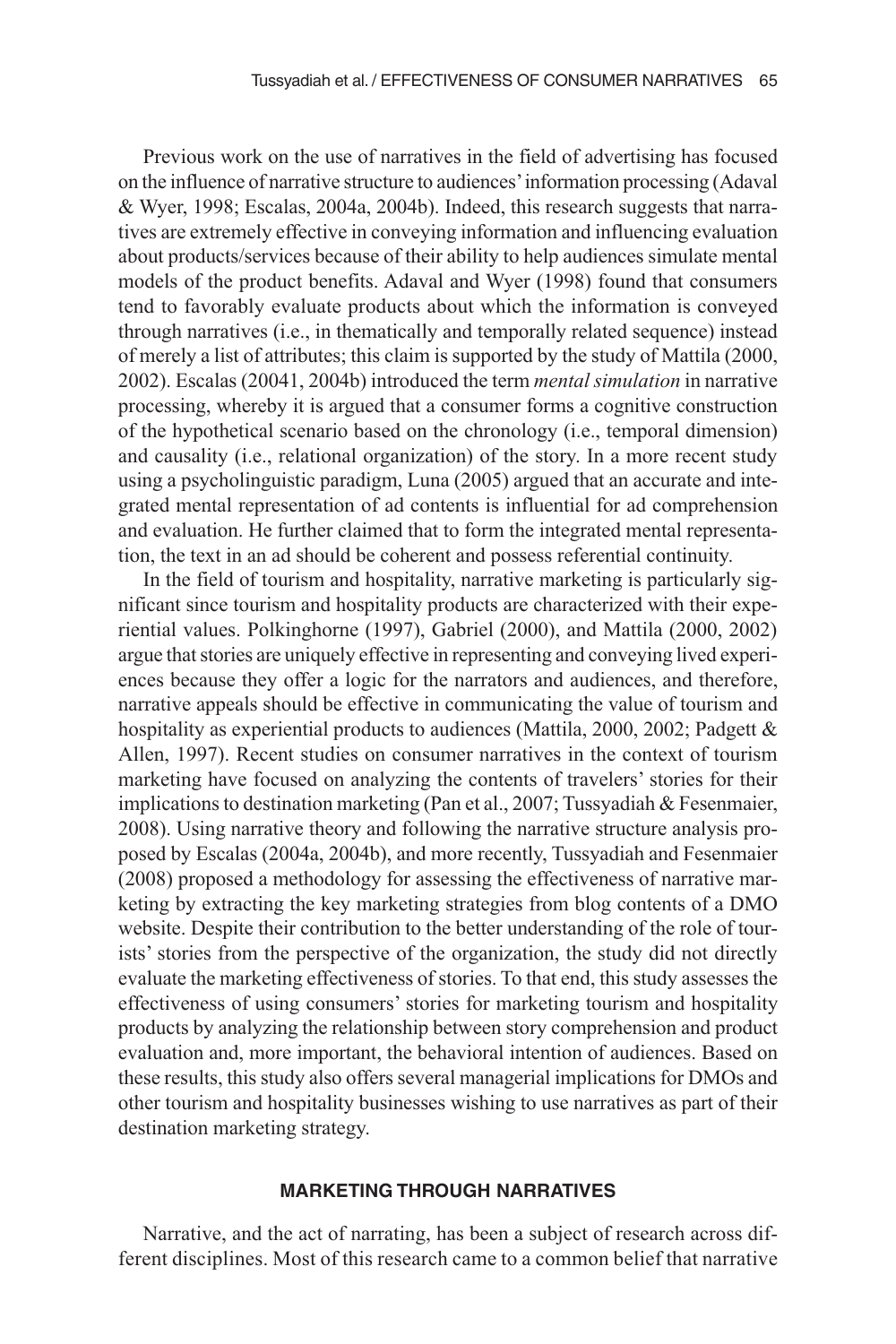Previous work on the use of narratives in the field of advertising has focused on the influence of narrative structure to audiences' information processing (Adaval & Wyer, 1998; Escalas, 2004a, 2004b). Indeed, this research suggests that narratives are extremely effective in conveying information and influencing evaluation about products/services because of their ability to help audiences simulate mental models of the product benefits. Adaval and Wyer (1998) found that consumers tend to favorably evaluate products about which the information is conveyed through narratives (i.e., in thematically and temporally related sequence) instead of merely a list of attributes; this claim is supported by the study of Mattila (2000, 2002). Escalas (20041, 2004b) introduced the term *mental simulation* in narrative processing, whereby it is argued that a consumer forms a cognitive construction of the hypothetical scenario based on the chronology (i.e., temporal dimension) and causality (i.e., relational organization) of the story. In a more recent study using a psycholinguistic paradigm, Luna (2005) argued that an accurate and integrated mental representation of ad contents is influential for ad comprehension and evaluation. He further claimed that to form the integrated mental representation, the text in an ad should be coherent and possess referential continuity.

In the field of tourism and hospitality, narrative marketing is particularly significant since tourism and hospitality products are characterized with their experiential values. Polkinghorne (1997), Gabriel (2000), and Mattila (2000, 2002) argue that stories are uniquely effective in representing and conveying lived experiences because they offer a logic for the narrators and audiences, and therefore, narrative appeals should be effective in communicating the value of tourism and hospitality as experiential products to audiences (Mattila, 2000, 2002; Padgett & Allen, 1997). Recent studies on consumer narratives in the context of tourism marketing have focused on analyzing the contents of travelers' stories for their implications to destination marketing (Pan et al., 2007; Tussyadiah & Fesenmaier, 2008). Using narrative theory and following the narrative structure analysis proposed by Escalas (2004a, 2004b), and more recently, Tussyadiah and Fesenmaier (2008) proposed a methodology for assessing the effectiveness of narrative marketing by extracting the key marketing strategies from blog contents of a DMO website. Despite their contribution to the better understanding of the role of tourists' stories from the perspective of the organization, the study did not directly evaluate the marketing effectiveness of stories. To that end, this study assesses the effectiveness of using consumers' stories for marketing tourism and hospitality products by analyzing the relationship between story comprehension and product evaluation and, more important, the behavioral intention of audiences. Based on these results, this study also offers several managerial implications for DMOs and other tourism and hospitality businesses wishing to use narratives as part of their destination marketing strategy.

## MARKETING THROUGH NARRATIVES

Narrative, and the act of narrating, has been a subject of research across different disciplines. Most of this research came to a common belief that narrative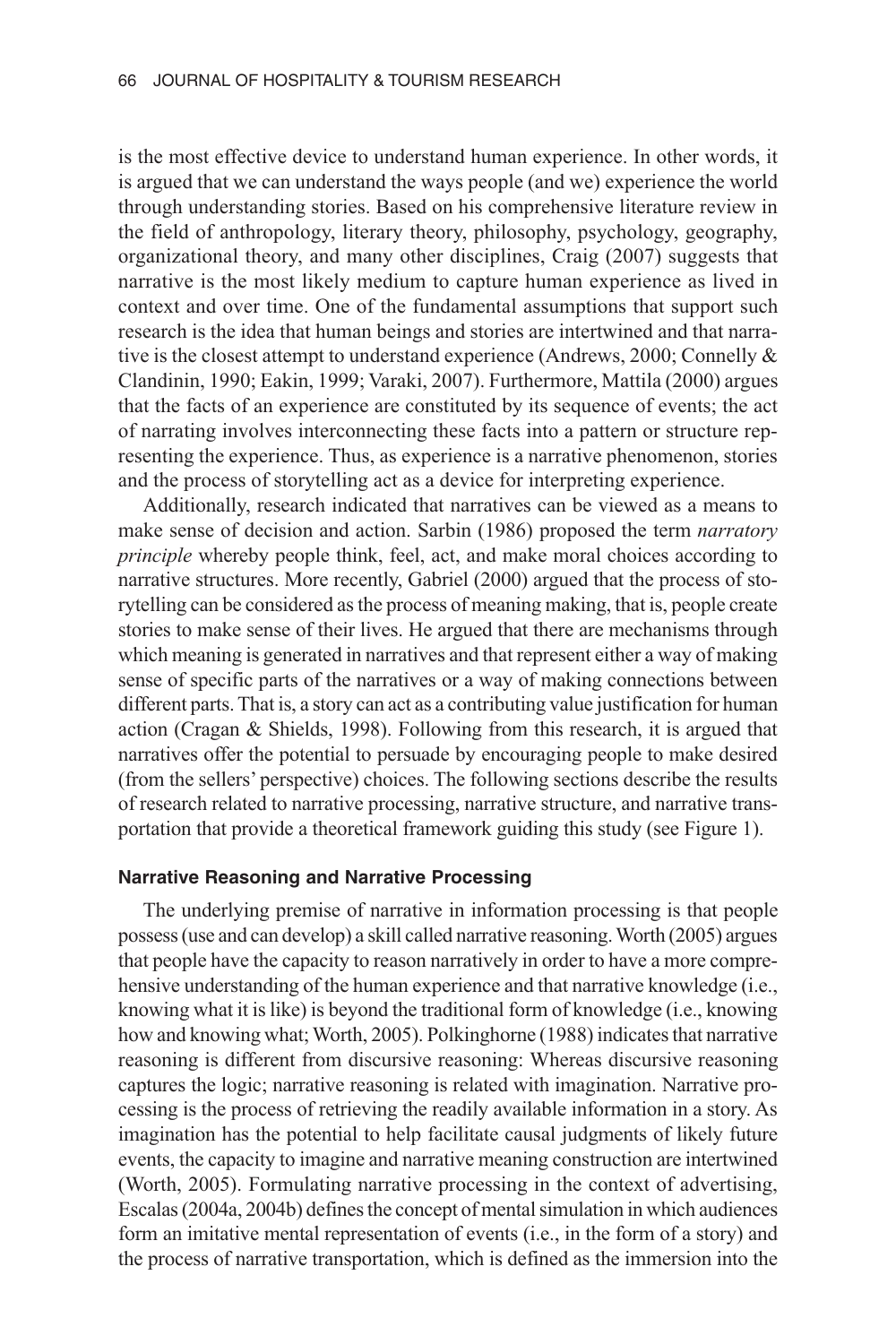is the most effective device to understand human experience. In other words, it is argued that we can understand the ways people (and we) experience the world through understanding stories. Based on his comprehensive literature review in the field of anthropology, literary theory, philosophy, psychology, geography, organizational theory, and many other disciplines, Craig (2007) suggests that narrative is the most likely medium to capture human experience as lived in context and over time. One of the fundamental assumptions that support such research is the idea that human beings and stories are intertwined and that narrative is the closest attempt to understand experience (Andrews, 2000; Connelly & Clandinin, 1990; Eakin, 1999; Varaki, 2007). Furthermore, Mattila (2000) argues that the facts of an experience are constituted by its sequence of events; the act of narrating involves interconnecting these facts into a pattern or structure representing the experience. Thus, as experience is a narrative phenomenon, stories and the process of storytelling act as a device for interpreting experience.

Additionally, research indicated that narratives can be viewed as a means to make sense of decision and action. Sarbin (1986) proposed the term *narratory principle* whereby people think, feel, act, and make moral choices according to narrative structures. More recently, Gabriel (2000) argued that the process of storytelling can be considered as the process of meaning making, that is, people create stories to make sense of their lives. He argued that there are mechanisms through which meaning is generated in narratives and that represent either a way of making sense of specific parts of the narratives or a way of making connections between different parts. That is, a story can act as a contributing value justification for human action (Cragan & Shields, 1998). Following from this research, it is argued that narratives offer the potential to persuade by encouraging people to make desired (from the sellers' perspective) choices. The following sections describe the results of research related to narrative processing, narrative structure, and narrative transportation that provide a theoretical framework guiding this study (see Figure 1).

### Narrative Reasoning and Narrative Processing

The underlying premise of narrative in information processing is that people possess (use and can develop) a skill called narrative reasoning. Worth (2005) argues that people have the capacity to reason narratively in order to have a more comprehensive understanding of the human experience and that narrative knowledge (i.e., knowing what it is like) is beyond the traditional form of knowledge (i.e., knowing how and knowing what; Worth, 2005). Polkinghorne (1988) indicates that narrative reasoning is different from discursive reasoning: Whereas discursive reasoning captures the logic; narrative reasoning is related with imagination. Narrative processing is the process of retrieving the readily available information in a story. As imagination has the potential to help facilitate causal judgments of likely future events, the capacity to imagine and narrative meaning construction are intertwined (Worth, 2005). Formulating narrative processing in the context of advertising, Escalas (2004a, 2004b) defines the concept of mental simulation in which audiences form an imitative mental representation of events (i.e., in the form of a story) and the process of narrative transportation, which is defined as the immersion into the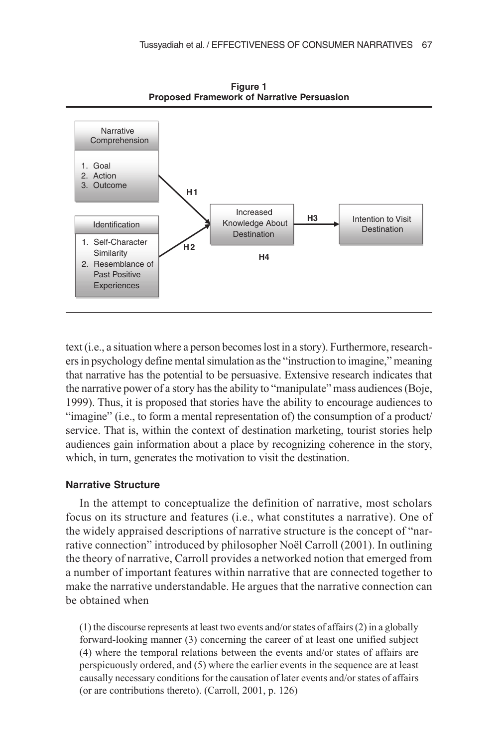**Figure 1**
**Proposed Framework of Narrative Persuasion**

text (i.e., a situation where a person becomes lost in a story). Furthermore, researchers in psychology define mental simulation as the "instruction to imagine," meaning that narrative has the potential to be persuasive. Extensive research indicates that the narrative power of a story has the ability to "manipulate" mass audiences (Boje, 1999). Thus, it is proposed that stories have the ability to encourage audiences to "imagine" (i.e., to form a mental representation of) the consumption of a product/service. That is, within the context of destination marketing, tourist stories help audiences gain information about a place by recognizing coherence in the story, which, in turn, generates the motivation to visit the destination.

### Narrative Structure

In the attempt to conceptualize the definition of narrative, most scholars focus on its structure and features (i.e., what constitutes a narrative). One of the widely appraised descriptions of narrative structure is the concept of "narrative connection" introduced by philosopher Noël Carroll (2001). In outlining the theory of narrative, Carroll provides a networked notion that emerged from a number of important features within narrative that are connected together to make the narrative understandable. He argues that the narrative connection can be obtained when

> (1) the discourse represents at least two events and/or states of affairs (2) in a globally forward-looking manner (3) concerning the career of at least one unified subject (4) where the temporal relations between the events and/or states of affairs are perspicuously ordered, and (5) where the earlier events in the sequence are at least causally necessary conditions for the causation of later events and/or states of affairs (or are contributions thereto). (Carroll, 2001, p. 126)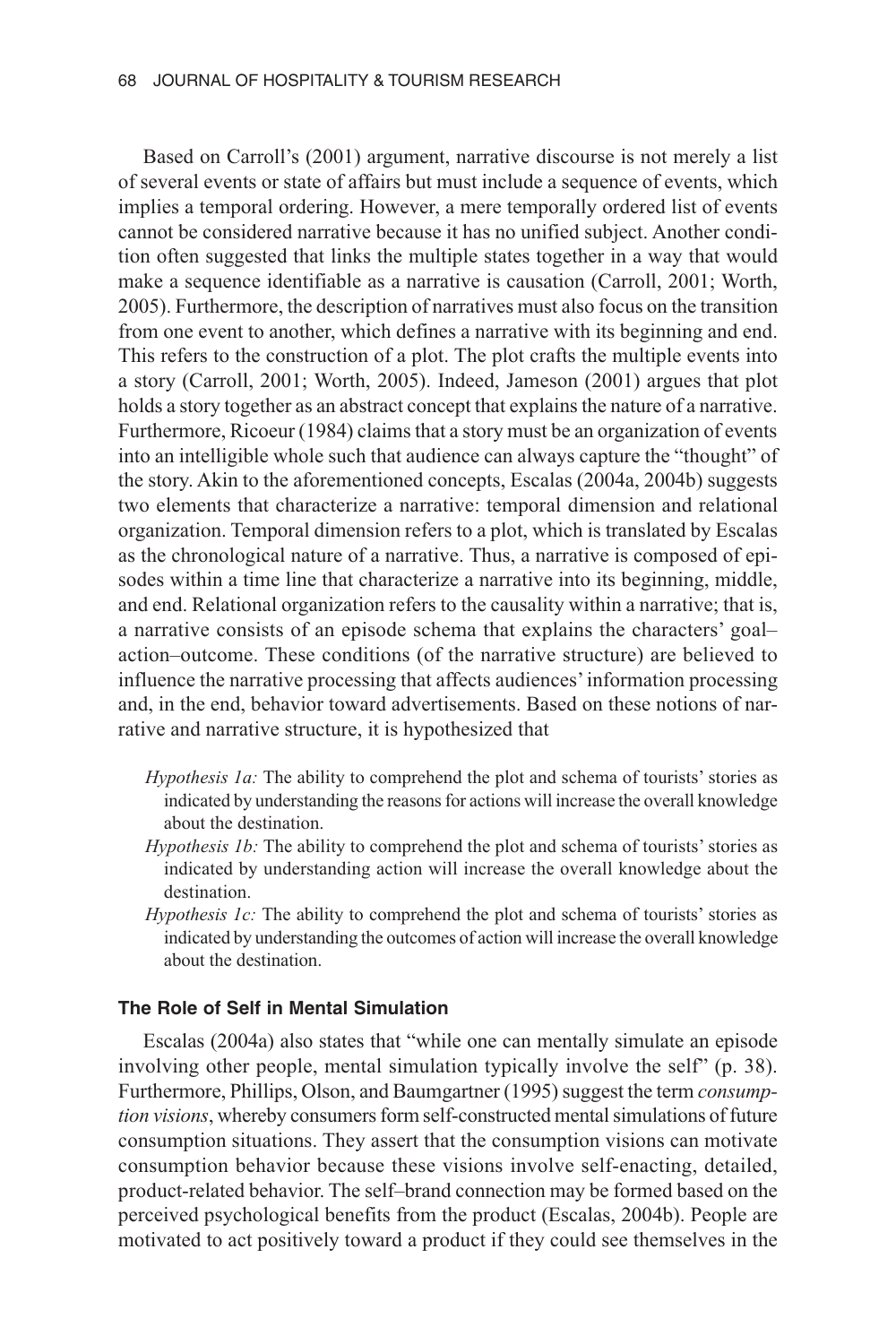Based on Carroll's (2001) argument, narrative discourse is not merely a list of several events or state of affairs but must include a sequence of events, which implies a temporal ordering. However, a mere temporally ordered list of events cannot be considered narrative because it has no unified subject. Another condition often suggested that links the multiple states together in a way that would make a sequence identifiable as a narrative is causation (Carroll, 2001; Worth, 2005). Furthermore, the description of narratives must also focus on the transition from one event to another, which defines a narrative with its beginning and end. This refers to the construction of a plot. The plot crafts the multiple events into a story (Carroll, 2001; Worth, 2005). Indeed, Jameson (2001) argues that plot holds a story together as an abstract concept that explains the nature of a narrative. Furthermore, Ricoeur (1984) claims that a story must be an organization of events into an intelligible whole such that audience can always capture the "thought" of the story. Akin to the aforementioned concepts, Escalas (2004a, 2004b) suggests two elements that characterize a narrative: temporal dimension and relational organization. Temporal dimension refers to a plot, which is translated by Escalas as the chronological nature of a narrative. Thus, a narrative is composed of episodes within a time line that characterize a narrative into its beginning, middle, and end. Relational organization refers to the causality within a narrative; that is, a narrative consists of an episode schema that explains the characters' goal–action–outcome. These conditions (of the narrative structure) are believed to influence the narrative processing that affects audiences' information processing and, in the end, behavior toward advertisements. Based on these notions of narrative and narrative structure, it is hypothesized that

- *Hypothesis 1a:* The ability to comprehend the plot and schema of tourists' stories as indicated by understanding the reasons for actions will increase the overall knowledge about the destination.
- *Hypothesis 1b:* The ability to comprehend the plot and schema of tourists' stories as indicated by understanding action will increase the overall knowledge about the destination.
- *Hypothesis 1c:* The ability to comprehend the plot and schema of tourists' stories as indicated by understanding the outcomes of action will increase the overall knowledge about the destination.

### The Role of Self in Mental Simulation

Escalas (2004a) also states that "while one can mentally simulate an episode involving other people, mental simulation typically involve the self" (p. 38). Furthermore, Phillips, Olson, and Baumgartner (1995) suggest the term *consumption visions*, whereby consumers form self-constructed mental simulations of future consumption situations. They assert that the consumption visions can motivate consumption behavior because these visions involve self-enacting, detailed, product-related behavior. The self–brand connection may be formed based on the perceived psychological benefits from the product (Escalas, 2004b). People are motivated to act positively toward a product if they could see themselves in the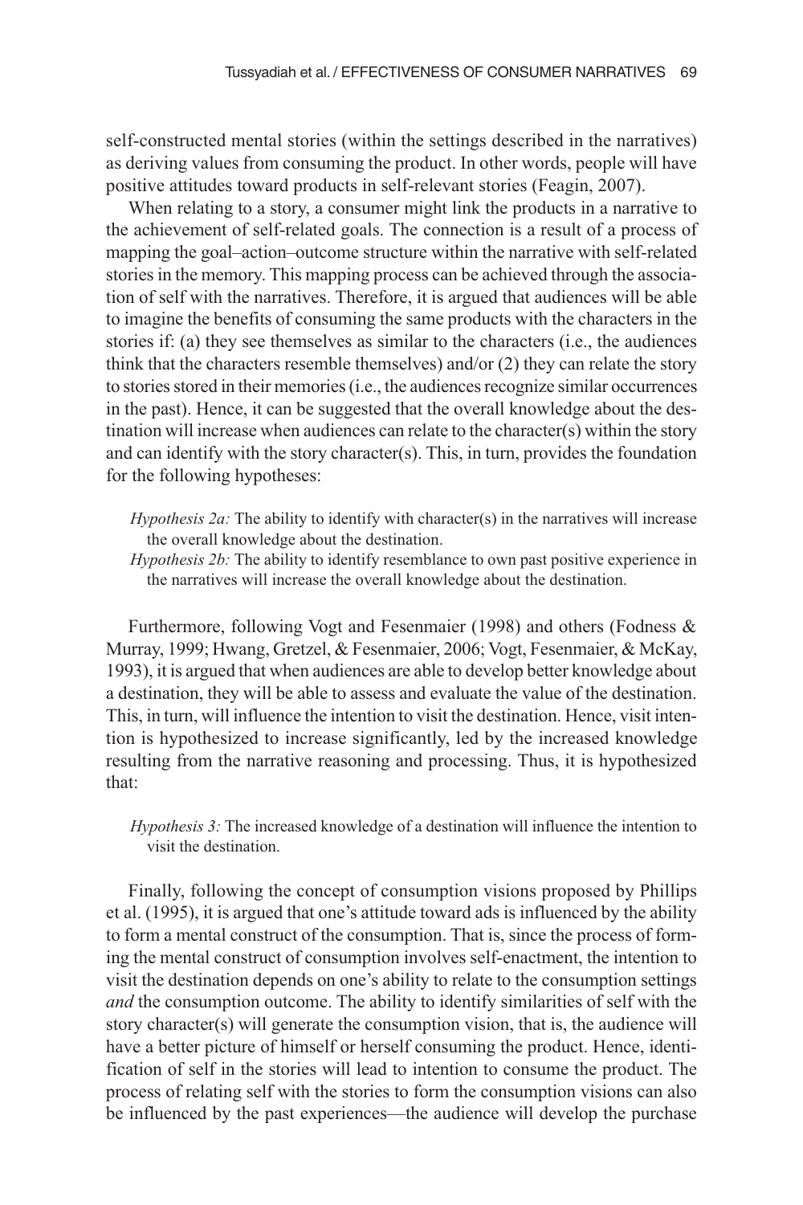self-constructed mental stories (within the settings described in the narratives) as deriving values from consuming the product. In other words, people will have positive attitudes toward products in self-relevant stories (Feagin, 2007).

When relating to a story, a consumer might link the products in a narrative to the achievement of self-related goals. The connection is a result of a process of mapping the goal–action–outcome structure within the narrative with self-related stories in the memory. This mapping process can be achieved through the association of self with the narratives. Therefore, it is argued that audiences will be able to imagine the benefits of consuming the same products with the characters in the stories if: (a) they see themselves as similar to the characters (i.e., the audiences think that the characters resemble themselves) and/or (2) they can relate the story to stories stored in their memories (i.e., the audiences recognize similar occurrences in the past). Hence, it can be suggested that the overall knowledge about the destination will increase when audiences can relate to the character(s) within the story and can identify with the story character(s). This, in turn, provides the foundation for the following hypotheses:

> *Hypothesis 2a:* The ability to identify with character(s) in the narratives will increase the overall knowledge about the destination.
>
> *Hypothesis 2b:* The ability to identify resemblance to own past positive experience in the narratives will increase the overall knowledge about the destination.

Furthermore, following Vogt and Fesenmaier (1998) and others (Fodness & Murray, 1999; Hwang, Gretzel, & Fesenmaier, 2006; Vogt, Fesenmaier, & McKay, 1993), it is argued that when audiences are able to develop better knowledge about a destination, they will be able to assess and evaluate the value of the destination. This, in turn, will influence the intention to visit the destination. Hence, visit intention is hypothesized to increase significantly, led by the increased knowledge resulting from the narrative reasoning and processing. Thus, it is hypothesized that:

> *Hypothesis 3:* The increased knowledge of a destination will influence the intention to visit the destination.

Finally, following the concept of consumption visions proposed by Phillips et al. (1995), it is argued that one's attitude toward ads is influenced by the ability to form a mental construct of the consumption. That is, since the process of forming the mental construct of consumption involves self-enactment, the intention to visit the destination depends on one's ability to relate to the consumption settings *and* the consumption outcome. The ability to identify similarities of self with the story character(s) will generate the consumption vision, that is, the audience will have a better picture of himself or herself consuming the product. Hence, identification of self in the stories will lead to intention to consume the product. The process of relating self with the stories to form the consumption visions can also be influenced by the past experiences—the audience will develop the purchase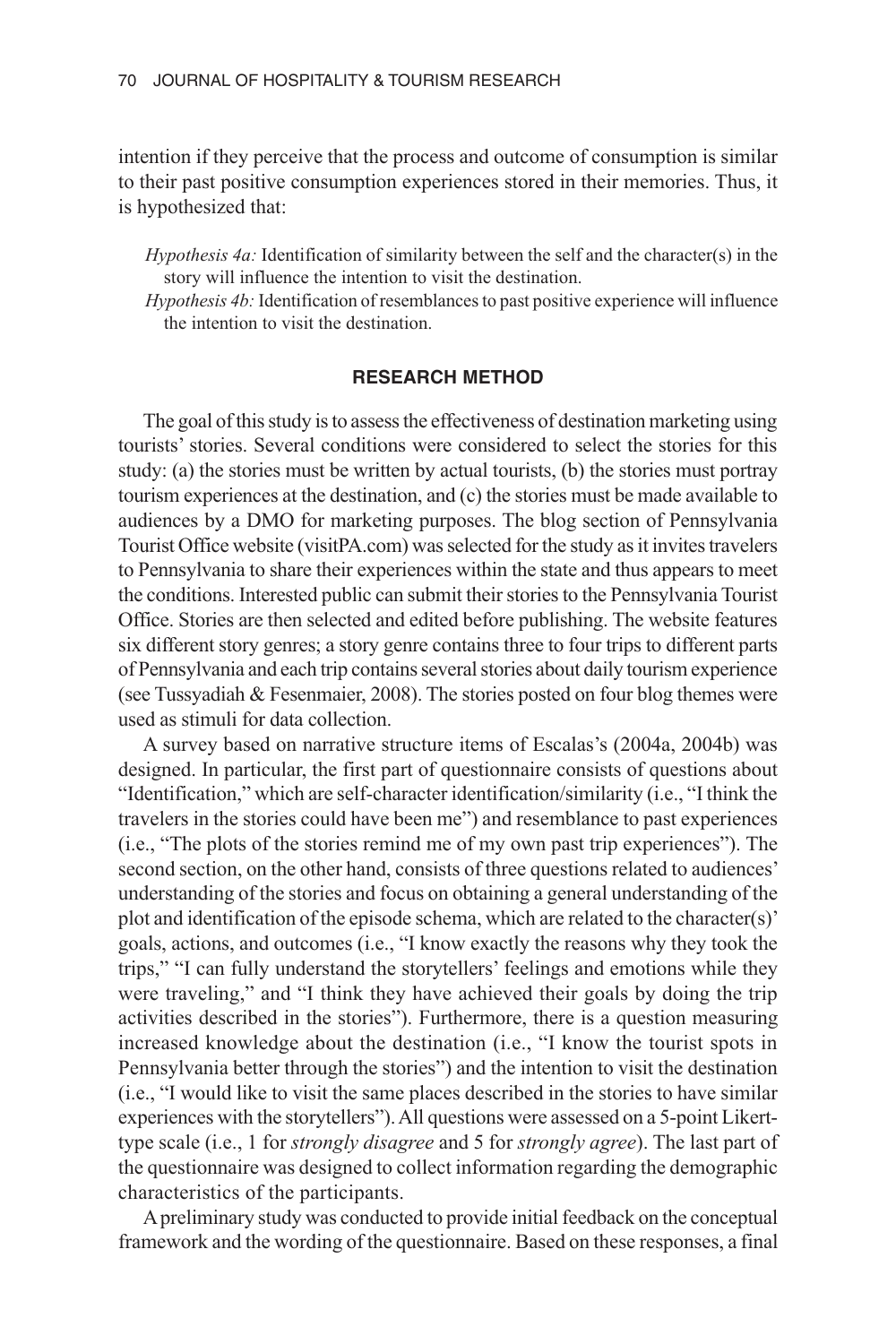intention if they perceive that the process and outcome of consumption is similar to their past positive consumption experiences stored in their memories. Thus, it is hypothesized that:

> *Hypothesis 4a:* Identification of similarity between the self and the character(s) in the story will influence the intention to visit the destination.
>
> *Hypothesis 4b:* Identification of resemblances to past positive experience will influence the intention to visit the destination.

## RESEARCH METHOD

The goal of this study is to assess the effectiveness of destination marketing using tourists' stories. Several conditions were considered to select the stories for this study: (a) the stories must be written by actual tourists, (b) the stories must portray tourism experiences at the destination, and (c) the stories must be made available to audiences by a DMO for marketing purposes. The blog section of Pennsylvania Tourist Office website (visitPA.com) was selected for the study as it invites travelers to Pennsylvania to share their experiences within the state and thus appears to meet the conditions. Interested public can submit their stories to the Pennsylvania Tourist Office. Stories are then selected and edited before publishing. The website features six different story genres; a story genre contains three to four trips to different parts of Pennsylvania and each trip contains several stories about daily tourism experience (see Tussyadiah & Fesenmaier, 2008). The stories posted on four blog themes were used as stimuli for data collection.

A survey based on narrative structure items of Escalas's (2004a, 2004b) was designed. In particular, the first part of questionnaire consists of questions about "Identification," which are self-character identification/similarity (i.e., "I think the travelers in the stories could have been me") and resemblance to past experiences (i.e., "The plots of the stories remind me of my own past trip experiences"). The second section, on the other hand, consists of three questions related to audiences' understanding of the stories and focus on obtaining a general understanding of the plot and identification of the episode schema, which are related to the character(s)' goals, actions, and outcomes (i.e., "I know exactly the reasons why they took the trips," "I can fully understand the storytellers' feelings and emotions while they were traveling," and "I think they have achieved their goals by doing the trip activities described in the stories"). Furthermore, there is a question measuring increased knowledge about the destination (i.e., "I know the tourist spots in Pennsylvania better through the stories") and the intention to visit the destination (i.e., "I would like to visit the same places described in the stories to have similar experiences with the storytellers"). All questions were assessed on a 5-point Likert-type scale (i.e., 1 for *strongly disagree* and 5 for *strongly agree*). The last part of the questionnaire was designed to collect information regarding the demographic characteristics of the participants.

A preliminary study was conducted to provide initial feedback on the conceptual framework and the wording of the questionnaire. Based on these responses, a final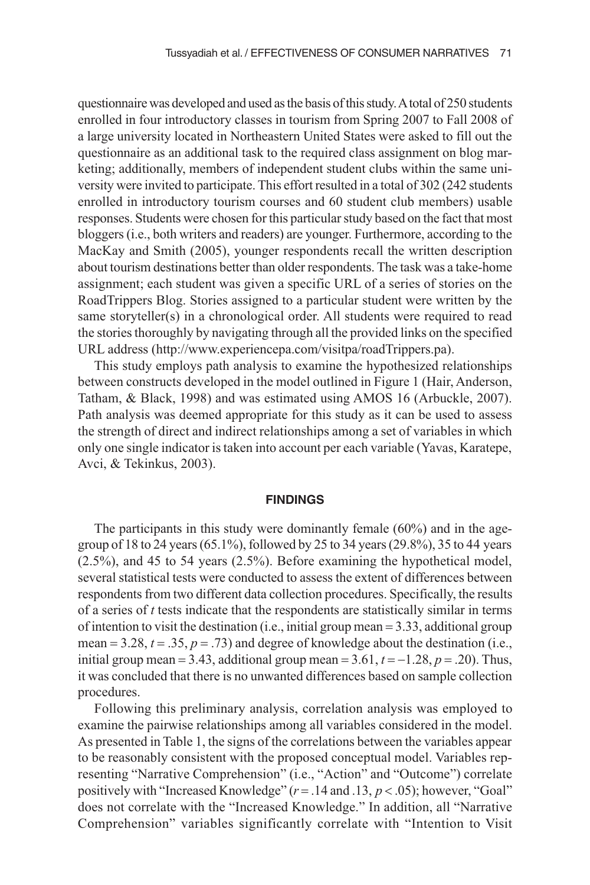questionnaire was developed and used as the basis of this study. A total of 250 students enrolled in four introductory classes in tourism from Spring 2007 to Fall 2008 of a large university located in Northeastern United States were asked to fill out the questionnaire as an additional task to the required class assignment on blog marketing; additionally, members of independent student clubs within the same university were invited to participate. This effort resulted in a total of 302 (242 students enrolled in introductory tourism courses and 60 student club members) usable responses. Students were chosen for this particular study based on the fact that most bloggers (i.e., both writers and readers) are younger. Furthermore, according to the MacKay and Smith (2005), younger respondents recall the written description about tourism destinations better than older respondents. The task was a take-home assignment; each student was given a specific URL of a series of stories on the RoadTrippers Blog. Stories assigned to a particular student were written by the same storyteller(s) in a chronological order. All students were required to read the stories thoroughly by navigating through all the provided links on the specified URL address (http://www.experiencepa.com/visitpa/roadTrippers.pa).

This study employs path analysis to examine the hypothesized relationships between constructs developed in the model outlined in Figure 1 (Hair, Anderson, Tatham, & Black, 1998) and was estimated using AMOS 16 (Arbuckle, 2007). Path analysis was deemed appropriate for this study as it can be used to assess the strength of direct and indirect relationships among a set of variables in which only one single indicator is taken into account per each variable (Yavas, Karatepe, Avci, & Tekinkus, 2003).

## FINDINGS

The participants in this study were dominantly female (60%) and in the age-group of 18 to 24 years (65.1%), followed by 25 to 34 years (29.8%), 35 to 44 years (2.5%), and 45 to 54 years (2.5%). Before examining the hypothetical model, several statistical tests were conducted to assess the extent of differences between respondents from two different data collection procedures. Specifically, the results of a series of *t* tests indicate that the respondents are statistically similar in terms of intention to visit the destination (i.e., initial group mean = 3.33, additional group mean = 3.28, $t = .35$, $p = .73$) and degree of knowledge about the destination (i.e., initial group mean = 3.43, additional group mean = 3.61, $t = -1.28$, $p = .20$). Thus, it was concluded that there is no unwanted differences based on sample collection procedures.

Following this preliminary analysis, correlation analysis was employed to examine the pairwise relationships among all variables considered in the model. As presented in Table 1, the signs of the correlations between the variables appear to be reasonably consistent with the proposed conceptual model. Variables representing "Narrative Comprehension" (i.e., "Action" and "Outcome") correlate positively with "Increased Knowledge" ($r = .14$ and $.13$, $p < .05$); however, "Goal" does not correlate with the "Increased Knowledge." In addition, all "Narrative Comprehension" variables significantly correlate with "Intention to Visit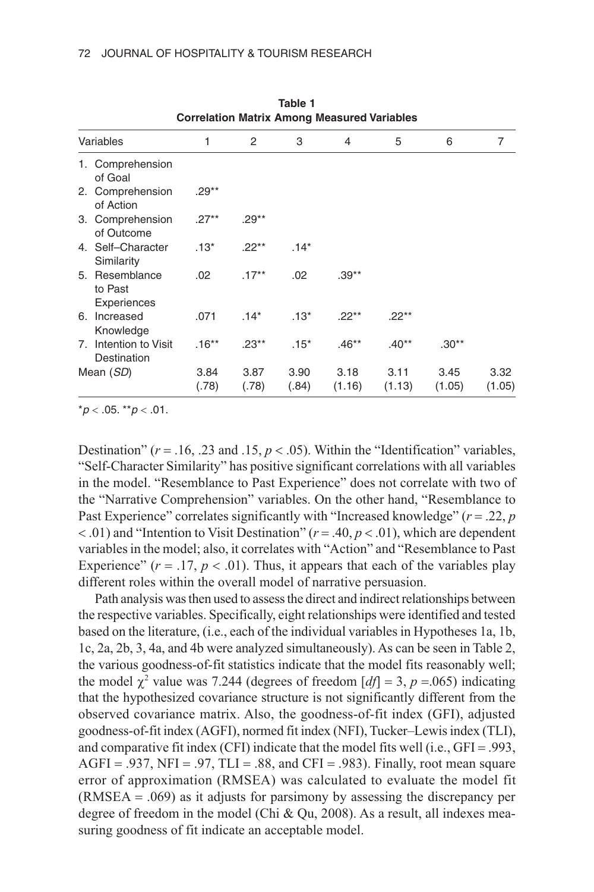**Table 1**
**Correlation Matrix Among Measured Variables**

| Variables | 1 | 2 | 3 | 4 | 5 | 6 | 7 |
|---|---|---|---|---|---|---|---|
| 1. Comprehension of Goal | | | | | | | |
| 2. Comprehension of Action | .29** | | | | | | |
| 3. Comprehension of Outcome | .27** | .29** | | | | | |
| 4. Self–Character Similarity | .13* | .22** | .14* | | | | |
| 5. Resemblance to Past Experiences | .02 | .17** | .02 | .39** | | | |
| 6. Increased Knowledge | .071 | .14* | .13* | .22** | .22** | | |
| 7. Intention to Visit Destination | .16** | .23** | .15* | .46** | .40** | .30** | |
| Mean (*SD*) | 3.84 (.78) | 3.87 (.78) | 3.90 (.84) | 3.18 (1.16) | 3.11 (1.13) | 3.45 (1.05) | 3.32 (1.05) |

$^{*}p < .05$. $^{**}p < .01$.

Destination" ($r = .16$, .23 and .15, $p < .05$). Within the "Identification" variables, "Self-Character Similarity" has positive significant correlations with all variables in the model. "Resemblance to Past Experience" does not correlate with two of the "Narrative Comprehension" variables. On the other hand, "Resemblance to Past Experience" correlates significantly with "Increased knowledge" ($r = .22$, $p < .01$) and "Intention to Visit Destination" ($r = .40$, $p < .01$), which are dependent variables in the model; also, it correlates with "Action" and "Resemblance to Past Experience" ($r = .17$, $p < .01$). Thus, it appears that each of the variables play different roles within the overall model of narrative persuasion.

Path analysis was then used to assess the direct and indirect relationships between the respective variables. Specifically, eight relationships were identified and tested based on the literature, (i.e., each of the individual variables in Hypotheses 1a, 1b, 1c, 2a, 2b, 3, 4a, and 4b were analyzed simultaneously). As can be seen in Table 2, the various goodness-of-fit statistics indicate that the model fits reasonably well; the model $\chi^2$ value was 7.244 (degrees of freedom [*df*] = 3, $p = .065$) indicating that the hypothesized covariance structure is not significantly different from the observed covariance matrix. Also, the goodness-of-fit index (GFI), adjusted goodness-of-fit index (AGFI), normed fit index (NFI), Tucker–Lewis index (TLI), and comparative fit index (CFI) indicate that the model fits well (i.e., GFI = .993, AGFI = .937, NFI = .97, TLI = .88, and CFI = .983). Finally, root mean square error of approximation (RMSEA) was calculated to evaluate the model fit (RMSEA = .069) as it adjusts for parsimony by assessing the discrepancy per degree of freedom in the model (Chi & Qu, 2008). As a result, all indexes measuring goodness of fit indicate an acceptable model.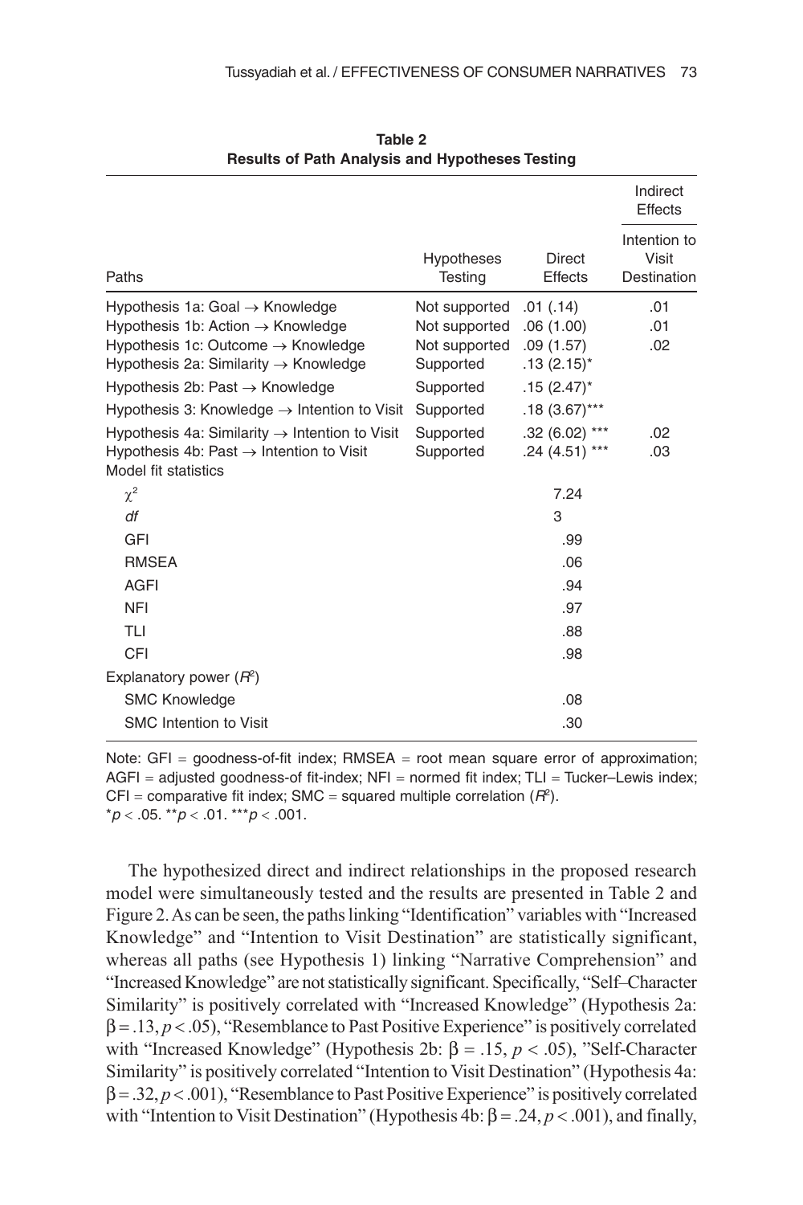**Table 2**
**Results of Path Analysis and Hypotheses Testing**

| Paths | Hypotheses Testing | Direct Effects | Indirect Effects: Intention to Visit Destination |
|---|---|---|---|
| Hypothesis 1a: Goal → Knowledge | Not supported | .01 (.14) | .01 |
| Hypothesis 1b: Action → Knowledge | Not supported | .06 (1.00) | .01 |
| Hypothesis 1c: Outcome → Knowledge | Not supported | .09 (1.57) | .02 |
| Hypothesis 2a: Similarity → Knowledge | Supported | .13 (2.15)* | |
| Hypothesis 2b: Past → Knowledge | Supported | .15 (2.47)* | |
| Hypothesis 3: Knowledge → Intention to Visit | Supported | .18 (3.67)*** | |
| Hypothesis 4a: Similarity → Intention to Visit | Supported | .32 (6.02) *** | .02 |
| Hypothesis 4b: Past → Intention to Visit | Supported | .24 (4.51) *** | .03 |
| Model fit statistics | | | |
| $\chi^2$ | | 7.24 | |
| *df* | | 3 | |
| GFI | | .99 | |
| RMSEA | | .06 | |
| AGFI | | .94 | |
| NFI | | .97 | |
| TLI | | .88 | |
| CFI | | .98 | |
| Explanatory power ($R^2$) | | | |
| SMC Knowledge | | .08 | |
| SMC Intention to Visit | | .30 | |

Note: GFI = goodness-of-fit index; RMSEA = root mean square error of approximation; AGFI = adjusted goodness-of fit-index; NFI = normed fit index; TLI = Tucker–Lewis index; CFI = comparative fit index; SMC = squared multiple correlation ($R^2$).
$*p < .05$. $**p < .01$. $***p < .001$.

The hypothesized direct and indirect relationships in the proposed research model were simultaneously tested and the results are presented in Table 2 and Figure 2. As can be seen, the paths linking "Identification" variables with "Increased Knowledge" and "Intention to Visit Destination" are statistically significant, whereas all paths (see Hypothesis 1) linking "Narrative Comprehension" and "Increased Knowledge" are not statistically significant. Specifically, "Self–Character Similarity" is positively correlated with "Increased Knowledge" (Hypothesis 2a: $\beta = .13, p < .05$), "Resemblance to Past Positive Experience" is positively correlated with "Increased Knowledge" (Hypothesis 2b: $\beta = .15, p < .05$), "Self-Character Similarity" is positively correlated "Intention to Visit Destination" (Hypothesis 4a: $\beta = .32, p < .001$), "Resemblance to Past Positive Experience" is positively correlated with "Intention to Visit Destination" (Hypothesis 4b: $\beta = .24, p < .001$), and finally,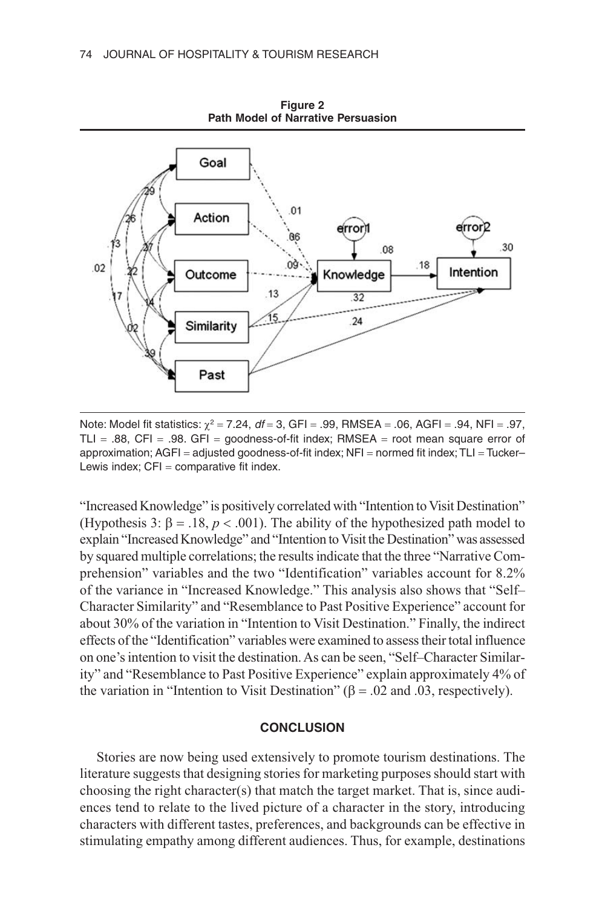**Figure 2**
**Path Model of Narrative Persuasion**

Note: Model fit statistics: $\chi^2 = 7.24$, $df = 3$, GFI = .99, RMSEA = .06, AGFI = .94, NFI = .97, TLI = .88, CFI = .98. GFI = goodness-of-fit index; RMSEA = root mean square error of approximation; AGFI = adjusted goodness-of-fit index; NFI = normed fit index; TLI = Tucker–Lewis index; CFI = comparative fit index.

"Increased Knowledge" is positively correlated with "Intention to Visit Destination" (Hypothesis 3: $\beta = .18$, $p < .001$). The ability of the hypothesized path model to explain "Increased Knowledge" and "Intention to Visit the Destination" was assessed by squared multiple correlations; the results indicate that the three "Narrative Comprehension" variables and the two "Identification" variables account for 8.2% of the variance in "Increased Knowledge." This analysis also shows that "Self–Character Similarity" and "Resemblance to Past Positive Experience" account for about 30% of the variation in "Intention to Visit Destination." Finally, the indirect effects of the "Identification" variables were examined to assess their total influence on one's intention to visit the destination. As can be seen, "Self–Character Similarity" and "Resemblance to Past Positive Experience" explain approximately 4% of the variation in "Intention to Visit Destination" ($\beta = .02$ and $.03$, respectively).

## CONCLUSION

Stories are now being used extensively to promote tourism destinations. The literature suggests that designing stories for marketing purposes should start with choosing the right character(s) that match the target market. That is, since audiences tend to relate to the lived picture of a character in the story, introducing characters with different tastes, preferences, and backgrounds can be effective in stimulating empathy among different audiences. Thus, for example, destinations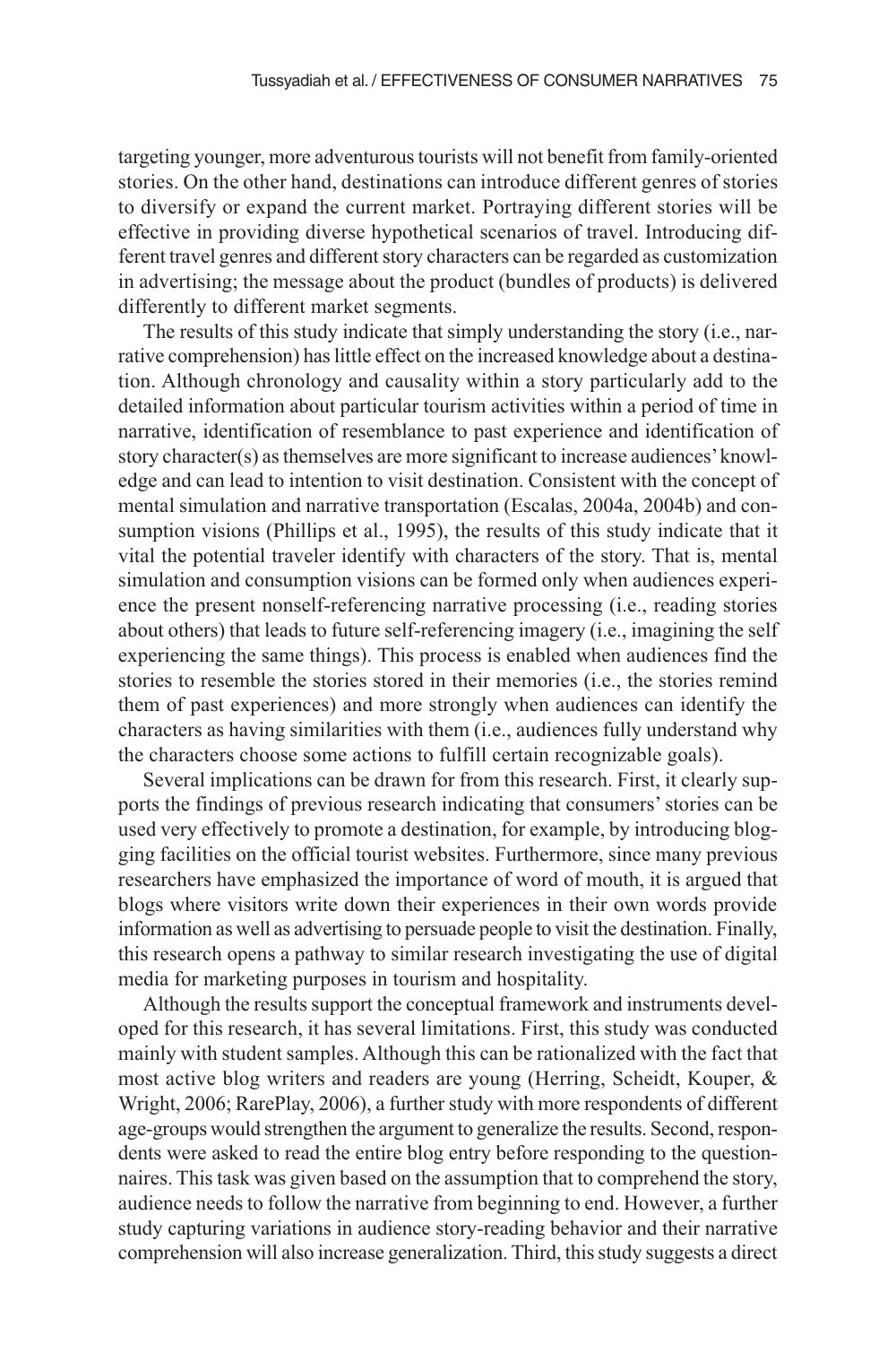targeting younger, more adventurous tourists will not benefit from family-oriented stories. On the other hand, destinations can introduce different genres of stories to diversify or expand the current market. Portraying different stories will be effective in providing diverse hypothetical scenarios of travel. Introducing different travel genres and different story characters can be regarded as customization in advertising; the message about the product (bundles of products) is delivered differently to different market segments.

The results of this study indicate that simply understanding the story (i.e., narrative comprehension) has little effect on the increased knowledge about a destination. Although chronology and causality within a story particularly add to the detailed information about particular tourism activities within a period of time in narrative, identification of resemblance to past experience and identification of story character(s) as themselves are more significant to increase audiences' knowledge and can lead to intention to visit destination. Consistent with the concept of mental simulation and narrative transportation (Escalas, 2004a, 2004b) and consumption visions (Phillips et al., 1995), the results of this study indicate that it vital the potential traveler identify with characters of the story. That is, mental simulation and consumption visions can be formed only when audiences experience the present nonself-referencing narrative processing (i.e., reading stories about others) that leads to future self-referencing imagery (i.e., imagining the self experiencing the same things). This process is enabled when audiences find the stories to resemble the stories stored in their memories (i.e., the stories remind them of past experiences) and more strongly when audiences can identify the characters as having similarities with them (i.e., audiences fully understand why the characters choose some actions to fulfill certain recognizable goals).

Several implications can be drawn for from this research. First, it clearly supports the findings of previous research indicating that consumers' stories can be used very effectively to promote a destination, for example, by introducing blogging facilities on the official tourist websites. Furthermore, since many previous researchers have emphasized the importance of word of mouth, it is argued that blogs where visitors write down their experiences in their own words provide information as well as advertising to persuade people to visit the destination. Finally, this research opens a pathway to similar research investigating the use of digital media for marketing purposes in tourism and hospitality.

Although the results support the conceptual framework and instruments developed for this research, it has several limitations. First, this study was conducted mainly with student samples. Although this can be rationalized with the fact that most active blog writers and readers are young (Herring, Scheidt, Kouper, & Wright, 2006; RarePlay, 2006), a further study with more respondents of different age-groups would strengthen the argument to generalize the results. Second, respondents were asked to read the entire blog entry before responding to the questionnaires. This task was given based on the assumption that to comprehend the story, audience needs to follow the narrative from beginning to end. However, a further study capturing variations in audience story-reading behavior and their narrative comprehension will also increase generalization. Third, this study suggests a direct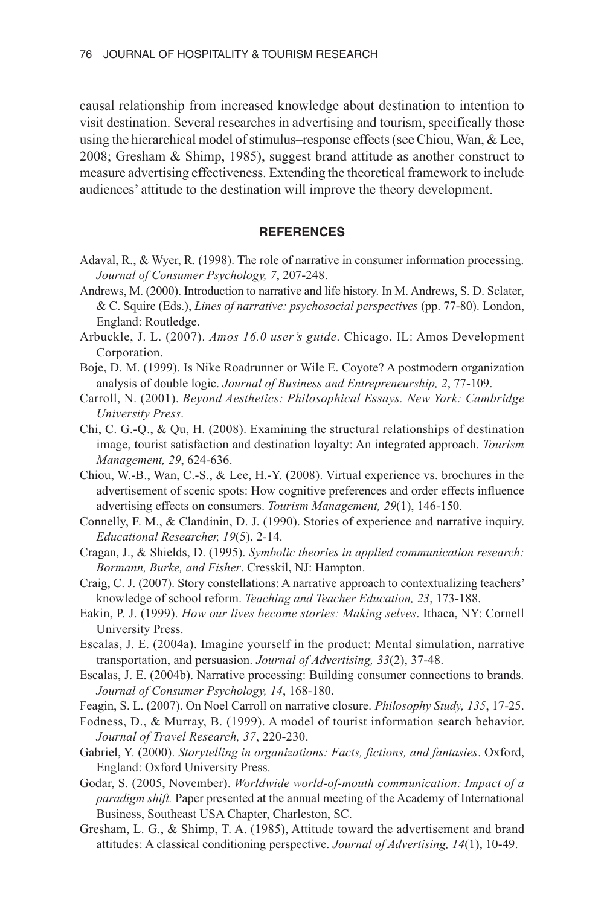causal relationship from increased knowledge about destination to intention to visit destination. Several researches in advertising and tourism, specifically those using the hierarchical model of stimulus–response effects (see Chiou, Wan, & Lee, 2008; Gresham & Shimp, 1985), suggest brand attitude as another construct to measure advertising effectiveness. Extending the theoretical framework to include audiences' attitude to the destination will improve the theory development.

## REFERENCES

Adaval, R., & Wyer, R. (1998). The role of narrative in consumer information processing. *Journal of Consumer Psychology, 7*, 207-248.

Andrews, M. (2000). Introduction to narrative and life history. In M. Andrews, S. D. Sclater, & C. Squire (Eds.), *Lines of narrative: psychosocial perspectives* (pp. 77-80). London, England: Routledge.

Arbuckle, J. L. (2007). *Amos 16.0 user's guide*. Chicago, IL: Amos Development Corporation.

Boje, D. M. (1999). Is Nike Roadrunner or Wile E. Coyote? A postmodern organization analysis of double logic. *Journal of Business and Entrepreneurship, 2*, 77-109.

Carroll, N. (2001). *Beyond Aesthetics: Philosophical Essays. New York: Cambridge University Press*.

Chi, C. G.-Q., & Qu, H. (2008). Examining the structural relationships of destination image, tourist satisfaction and destination loyalty: An integrated approach. *Tourism Management, 29*, 624-636.

Chiou, W.-B., Wan, C.-S., & Lee, H.-Y. (2008). Virtual experience vs. brochures in the advertisement of scenic spots: How cognitive preferences and order effects influence advertising effects on consumers. *Tourism Management, 29*(1), 146-150.

Connelly, F. M., & Clandinin, D. J. (1990). Stories of experience and narrative inquiry. *Educational Researcher, 19*(5), 2-14.

Cragan, J., & Shields, D. (1995). *Symbolic theories in applied communication research: Bormann, Burke, and Fisher*. Cresskil, NJ: Hampton.

Craig, C. J. (2007). Story constellations: A narrative approach to contextualizing teachers' knowledge of school reform. *Teaching and Teacher Education, 23*, 173-188.

Eakin, P. J. (1999). *How our lives become stories: Making selves*. Ithaca, NY: Cornell University Press.

Escalas, J. E. (2004a). Imagine yourself in the product: Mental simulation, narrative transportation, and persuasion. *Journal of Advertising, 33*(2), 37-48.

Escalas, J. E. (2004b). Narrative processing: Building consumer connections to brands. *Journal of Consumer Psychology, 14*, 168-180.

Feagin, S. L. (2007). On Noel Carroll on narrative closure. *Philosophy Study, 135*, 17-25.

Fodness, D., & Murray, B. (1999). A model of tourist information search behavior. *Journal of Travel Research, 37*, 220-230.

Gabriel, Y. (2000). *Storytelling in organizations: Facts, fictions, and fantasies*. Oxford, England: Oxford University Press.

Godar, S. (2005, November). *Worldwide world-of-mouth communication: Impact of a paradigm shift.* Paper presented at the annual meeting of the Academy of International Business, Southeast USA Chapter, Charleston, SC.

Gresham, L. G., & Shimp, T. A. (1985), Attitude toward the advertisement and brand attitudes: A classical conditioning perspective. *Journal of Advertising, 14*(1), 10-49.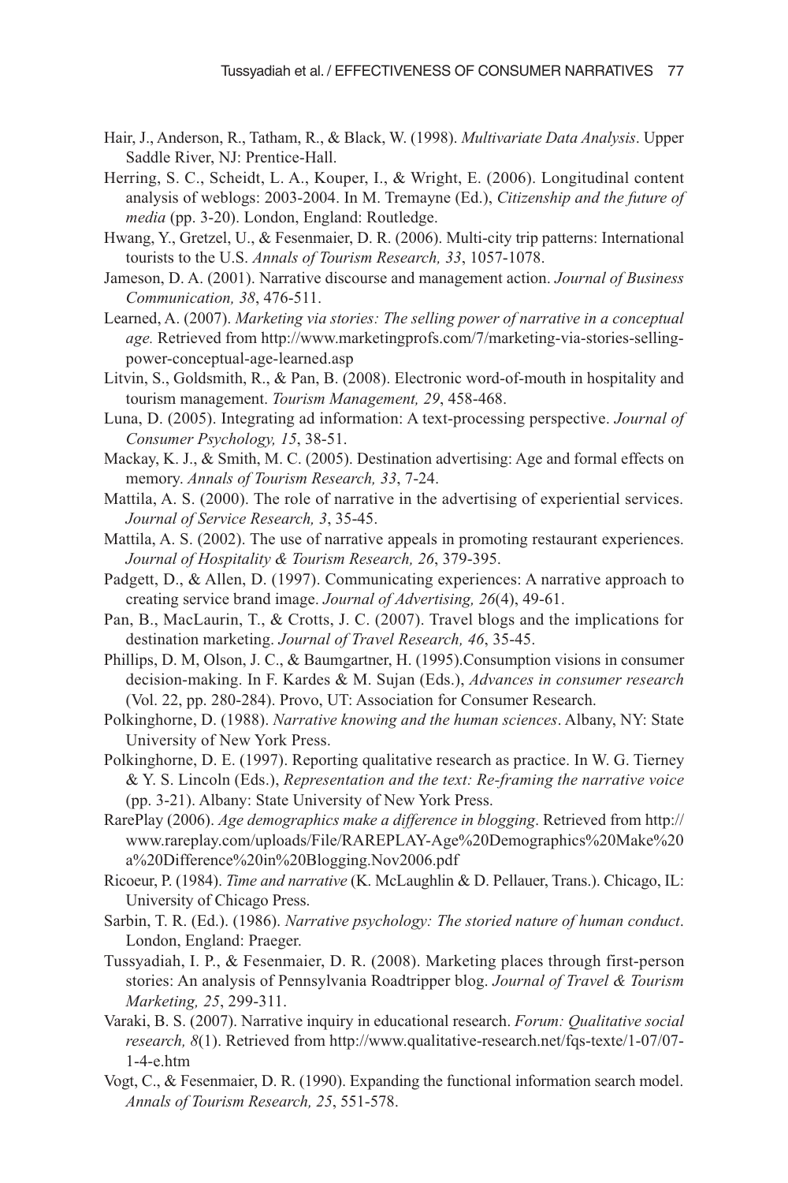Hair, J., Anderson, R., Tatham, R., & Black, W. (1998). *Multivariate Data Analysis*. Upper Saddle River, NJ: Prentice-Hall.

Herring, S. C., Scheidt, L. A., Kouper, I., & Wright, E. (2006). Longitudinal content analysis of weblogs: 2003-2004. In M. Tremayne (Ed.), *Citizenship and the future of media* (pp. 3-20). London, England: Routledge.

Hwang, Y., Gretzel, U., & Fesenmaier, D. R. (2006). Multi-city trip patterns: International tourists to the U.S. *Annals of Tourism Research, 33*, 1057-1078.

Jameson, D. A. (2001). Narrative discourse and management action. *Journal of Business Communication, 38*, 476-511.

Learned, A. (2007). *Marketing via stories: The selling power of narrative in a conceptual age.* Retrieved from http://www.marketingprofs.com/7/marketing-via-stories-selling-power-conceptual-age-learned.asp

Litvin, S., Goldsmith, R., & Pan, B. (2008). Electronic word-of-mouth in hospitality and tourism management. *Tourism Management, 29*, 458-468.

Luna, D. (2005). Integrating ad information: A text-processing perspective. *Journal of Consumer Psychology, 15*, 38-51.

Mackay, K. J., & Smith, M. C. (2005). Destination advertising: Age and formal effects on memory. *Annals of Tourism Research, 33*, 7-24.

Mattila, A. S. (2000). The role of narrative in the advertising of experiential services. *Journal of Service Research, 3*, 35-45.

Mattila, A. S. (2002). The use of narrative appeals in promoting restaurant experiences. *Journal of Hospitality & Tourism Research, 26*, 379-395.

Padgett, D., & Allen, D. (1997). Communicating experiences: A narrative approach to creating service brand image. *Journal of Advertising, 26*(4), 49-61.

Pan, B., MacLaurin, T., & Crotts, J. C. (2007). Travel blogs and the implications for destination marketing. *Journal of Travel Research, 46*, 35-45.

Phillips, D. M, Olson, J. C., & Baumgartner, H. (1995).Consumption visions in consumer decision-making. In F. Kardes & M. Sujan (Eds.), *Advances in consumer research* (Vol. 22, pp. 280-284). Provo, UT: Association for Consumer Research.

Polkinghorne, D. (1988). *Narrative knowing and the human sciences*. Albany, NY: State University of New York Press.

Polkinghorne, D. E. (1997). Reporting qualitative research as practice. In W. G. Tierney & Y. S. Lincoln (Eds.), *Representation and the text: Re-framing the narrative voice* (pp. 3-21). Albany: State University of New York Press.

RarePlay (2006). *Age demographics make a difference in blogging*. Retrieved from http://www.rareplay.com/uploads/File/RAREPLAY-Age%20Demographics%20Make%20a%20Difference%20in%20Blogging.Nov2006.pdf

Ricoeur, P. (1984). *Time and narrative* (K. McLaughlin & D. Pellauer, Trans.). Chicago, IL: University of Chicago Press.

Sarbin, T. R. (Ed.). (1986). *Narrative psychology: The storied nature of human conduct*. London, England: Praeger.

Tussyadiah, I. P., & Fesenmaier, D. R. (2008). Marketing places through first-person stories: An analysis of Pennsylvania Roadtripper blog. *Journal of Travel & Tourism Marketing, 25*, 299-311.

Varaki, B. S. (2007). Narrative inquiry in educational research. *Forum: Qualitative social research, 8*(1). Retrieved from http://www.qualitative-research.net/fqs-texte/1-07/07-1-4-e.htm

Vogt, C., & Fesenmaier, D. R. (1990). Expanding the functional information search model. *Annals of Tourism Research, 25*, 551-578.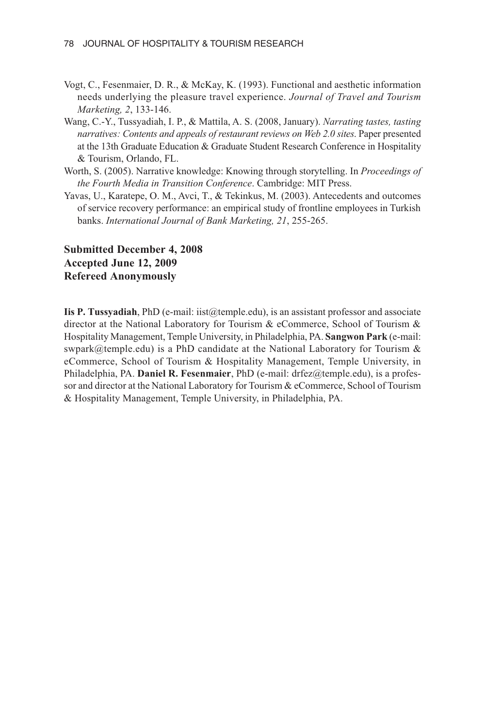Vogt, C., Fesenmaier, D. R., & McKay, K. (1993). Functional and aesthetic information needs underlying the pleasure travel experience. *Journal of Travel and Tourism Marketing, 2*, 133-146.

Wang, C.-Y., Tussyadiah, I. P., & Mattila, A. S. (2008, January). *Narrating tastes, tasting narratives: Contents and appeals of restaurant reviews on Web 2.0 sites*. Paper presented at the 13th Graduate Education & Graduate Student Research Conference in Hospitality & Tourism, Orlando, FL.

Worth, S. (2005). Narrative knowledge: Knowing through storytelling. In *Proceedings of the Fourth Media in Transition Conference*. Cambridge: MIT Press.

Yavas, U., Karatepe, O. M., Avci, T., & Tekinkus, M. (2003). Antecedents and outcomes of service recovery performance: an empirical study of frontline employees in Turkish banks. *International Journal of Bank Marketing, 21*, 255-265.

**Submitted December 4, 2008**
**Accepted June 12, 2009**
**Refereed Anonymously**

**Iis P. Tussyadiah**, PhD (e-mail: iist@temple.edu), is an assistant professor and associate director at the National Laboratory for Tourism & eCommerce, School of Tourism & Hospitality Management, Temple University, in Philadelphia, PA. **Sangwon Park** (e-mail: swpark@temple.edu) is a PhD candidate at the National Laboratory for Tourism & eCommerce, School of Tourism & Hospitality Management, Temple University, in Philadelphia, PA. **Daniel R. Fesenmaier**, PhD (e-mail: drfez@temple.edu), is a professor and director at the National Laboratory for Tourism & eCommerce, School of Tourism & Hospitality Management, Temple University, in Philadelphia, PA.